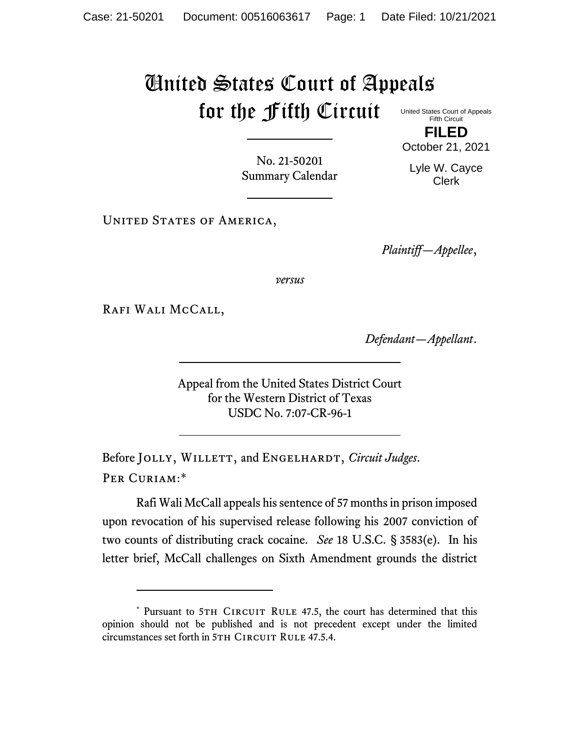# United States Court of Appeals for the Fifth Circuit

United States Court of Appeals
Fifth Circuit

**FILED**

October 21, 2021

Lyle W. Cayce
Clerk

No. 21-50201
Summary Calendar

United States of America,

*Plaintiff—Appellee*,

*versus*

Rafi Wali McCall,

*Defendant—Appellant*.

Appeal from the United States District Court
for the Western District of Texas
USDC No. 7:07-CR-96-1

Before Jolly, Willett, and Engelhardt, *Circuit Judges*.

Per Curiam:*

Rafi Wali McCall appeals his sentence of 57 months in prison imposed upon revocation of his supervised release following his 2007 conviction of two counts of distributing crack cocaine. *See* 18 U.S.C. § 3583(e). In his letter brief, McCall challenges on Sixth Amendment grounds the district

---

* Pursuant to 5th Circuit Rule 47.5, the court has determined that this opinion should not be published and is not precedent except under the limited circumstances set forth in 5th Circuit Rule 47.5.4.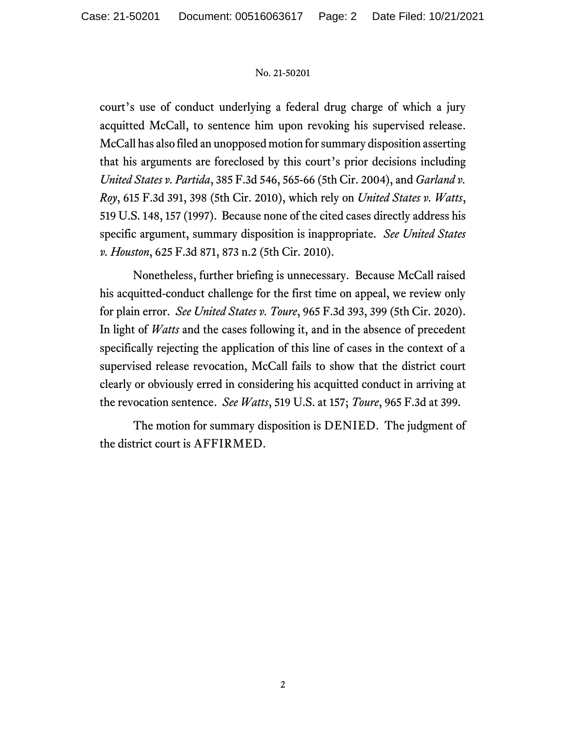court's use of conduct underlying a federal drug charge of which a jury acquitted McCall, to sentence him upon revoking his supervised release. McCall has also filed an unopposed motion for summary disposition asserting that his arguments are foreclosed by this court's prior decisions including *United States v. Partida*, 385 F.3d 546, 565-66 (5th Cir. 2004), and *Garland v. Roy*, 615 F.3d 391, 398 (5th Cir. 2010), which rely on *United States v. Watts*, 519 U.S. 148, 157 (1997). Because none of the cited cases directly address his specific argument, summary disposition is inappropriate. *See United States v. Houston*, 625 F.3d 871, 873 n.2 (5th Cir. 2010).

Nonetheless, further briefing is unnecessary. Because McCall raised his acquitted-conduct challenge for the first time on appeal, we review only for plain error. *See United States v. Toure*, 965 F.3d 393, 399 (5th Cir. 2020). In light of *Watts* and the cases following it, and in the absence of precedent specifically rejecting the application of this line of cases in the context of a supervised release revocation, McCall fails to show that the district court clearly or obviously erred in considering his acquitted conduct in arriving at the revocation sentence. *See Watts*, 519 U.S. at 157; *Toure*, 965 F.3d at 399.

The motion for summary disposition is DENIED. The judgment of the district court is AFFIRMED.